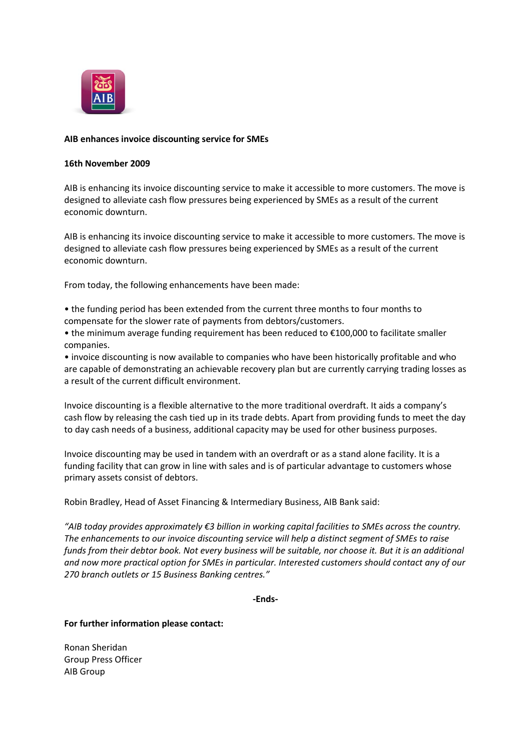**AIB enhances invoice discounting service for SMEs**

**16th November 2009**

AIB is enhancing its invoice discounting service to make it accessible to more customers. The move is designed to alleviate cash flow pressures being experienced by SMEs as a result of the current economic downturn.

AIB is enhancing its invoice discounting service to make it accessible to more customers. The move is designed to alleviate cash flow pressures being experienced by SMEs as a result of the current economic downturn.

From today, the following enhancements have been made:

- the funding period has been extended from the current three months to four months to compensate for the slower rate of payments from debtors/customers.
- the minimum average funding requirement has been reduced to €100,000 to facilitate smaller companies.
- invoice discounting is now available to companies who have been historically profitable and who are capable of demonstrating an achievable recovery plan but are currently carrying trading losses as a result of the current difficult environment.

Invoice discounting is a flexible alternative to the more traditional overdraft. It aids a company's cash flow by releasing the cash tied up in its trade debts. Apart from providing funds to meet the day to day cash needs of a business, additional capacity may be used for other business purposes.

Invoice discounting may be used in tandem with an overdraft or as a stand alone facility. It is a funding facility that can grow in line with sales and is of particular advantage to customers whose primary assets consist of debtors.

Robin Bradley, Head of Asset Financing & Intermediary Business, AIB Bank said:

*"AIB today provides approximately €3 billion in working capital facilities to SMEs across the country. The enhancements to our invoice discounting service will help a distinct segment of SMEs to raise funds from their debtor book. Not every business will be suitable, nor choose it. But it is an additional and now more practical option for SMEs in particular. Interested customers should contact any of our 270 branch outlets or 15 Business Banking centres."*

**-Ends-**

**For further information please contact:**

Ronan Sheridan
Group Press Officer
AIB Group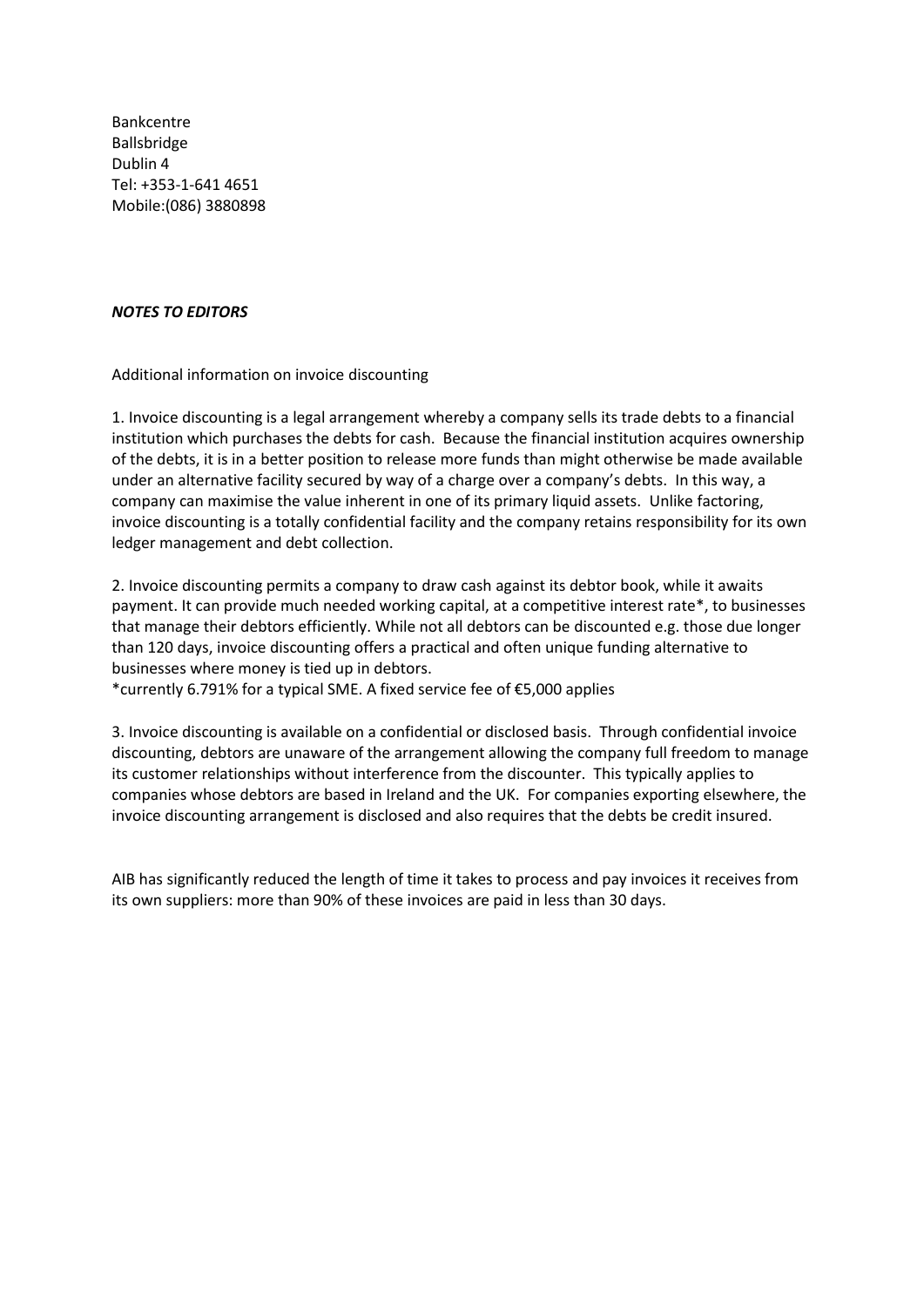Bankcentre
Ballsbridge
Dublin 4
Tel: +353-1-641 4651
Mobile:(086) 3880898

***NOTES TO EDITORS***

Additional information on invoice discounting

1. Invoice discounting is a legal arrangement whereby a company sells its trade debts to a financial institution which purchases the debts for cash. Because the financial institution acquires ownership of the debts, it is in a better position to release more funds than might otherwise be made available under an alternative facility secured by way of a charge over a company's debts. In this way, a company can maximise the value inherent in one of its primary liquid assets. Unlike factoring, invoice discounting is a totally confidential facility and the company retains responsibility for its own ledger management and debt collection.

2. Invoice discounting permits a company to draw cash against its debtor book, while it awaits payment. It can provide much needed working capital, at a competitive interest rate*, to businesses that manage their debtors efficiently. While not all debtors can be discounted e.g. those due longer than 120 days, invoice discounting offers a practical and often unique funding alternative to businesses where money is tied up in debtors.
*currently 6.791% for a typical SME. A fixed service fee of €5,000 applies

3. Invoice discounting is available on a confidential or disclosed basis. Through confidential invoice discounting, debtors are unaware of the arrangement allowing the company full freedom to manage its customer relationships without interference from the discounter. This typically applies to companies whose debtors are based in Ireland and the UK. For companies exporting elsewhere, the invoice discounting arrangement is disclosed and also requires that the debts be credit insured.

AIB has significantly reduced the length of time it takes to process and pay invoices it receives from its own suppliers: more than 90% of these invoices are paid in less than 30 days.